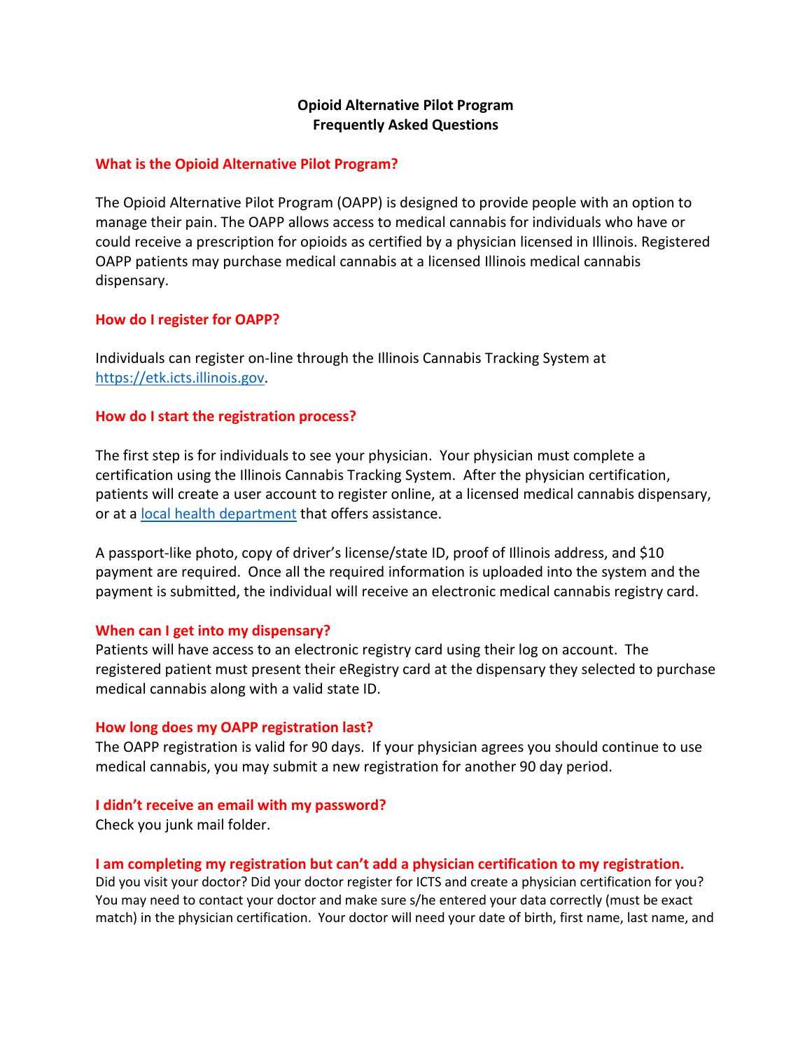# Opioid Alternative Pilot Program
# Frequently Asked Questions

## What is the Opioid Alternative Pilot Program?

The Opioid Alternative Pilot Program (OAPP) is designed to provide people with an option to manage their pain. The OAPP allows access to medical cannabis for individuals who have or could receive a prescription for opioids as certified by a physician licensed in Illinois. Registered OAPP patients may purchase medical cannabis at a licensed Illinois medical cannabis dispensary.

## How do I register for OAPP?

Individuals can register on-line through the Illinois Cannabis Tracking System at [https://etk.icts.illinois.gov](https://etk.icts.illinois.gov).

## How do I start the registration process?

The first step is for individuals to see your physician. Your physician must complete a certification using the Illinois Cannabis Tracking System. After the physician certification, patients will create a user account to register online, at a licensed medical cannabis dispensary, or at a local health department that offers assistance.

A passport-like photo, copy of driver's license/state ID, proof of Illinois address, and $10 payment are required. Once all the required information is uploaded into the system and the payment is submitted, the individual will receive an electronic medical cannabis registry card.

## When can I get into my dispensary?

Patients will have access to an electronic registry card using their log on account. The registered patient must present their eRegistry card at the dispensary they selected to purchase medical cannabis along with a valid state ID.

## How long does my OAPP registration last?

The OAPP registration is valid for 90 days. If your physician agrees you should continue to use medical cannabis, you may submit a new registration for another 90 day period.

## I didn't receive an email with my password?

Check you junk mail folder.

## I am completing my registration but can't add a physician certification to my registration.

Did you visit your doctor? Did your doctor register for ICTS and create a physician certification for you? You may need to contact your doctor and make sure s/he entered your data correctly (must be exact match) in the physician certification. Your doctor will need your date of birth, first name, last name, and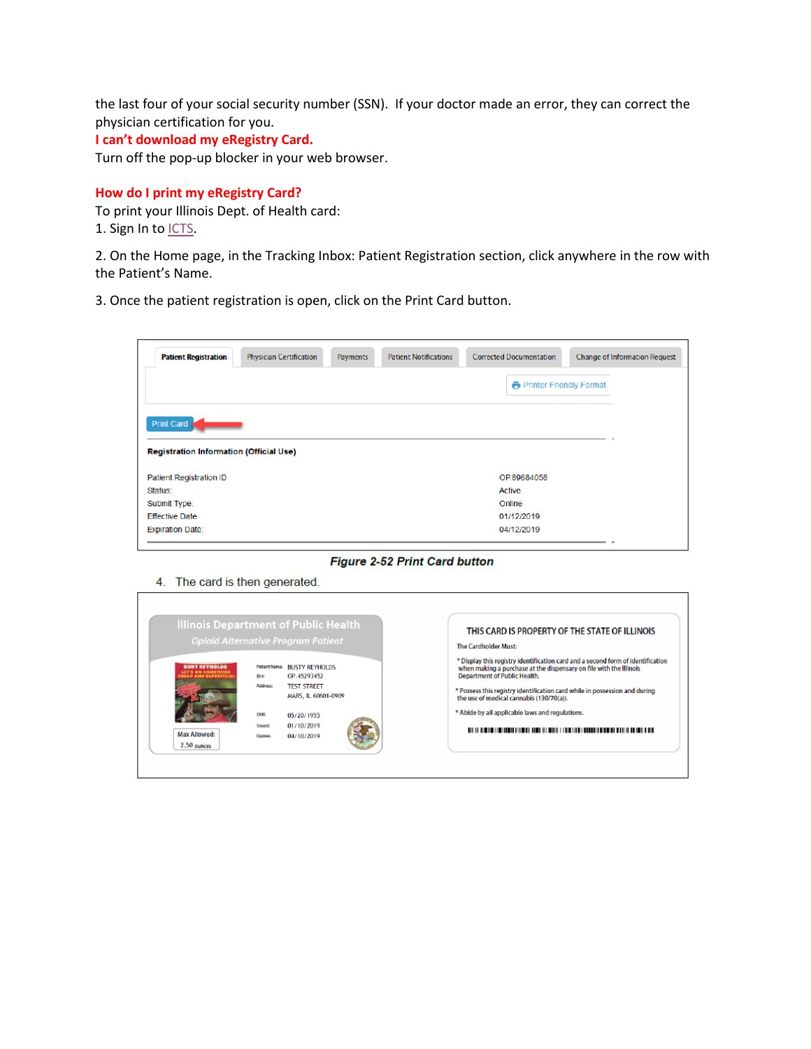the last four of your social security number (SSN). If your doctor made an error, they can correct the physician certification for you.

**I can't download my eRegistry Card.**

Turn off the pop-up blocker in your web browser.

**How do I print my eRegistry Card?**

To print your Illinois Dept. of Health card:

1. Sign In to ICTS.

2. On the Home page, in the Tracking Inbox: Patient Registration section, click anywhere in the row with the Patient's Name.

3. Once the patient registration is open, click on the Print Card button.

Patient Registration | Physician Certification | Payments | Patient Notifications | Corrected Documentation | Change of Information Request

Printer Friendly Format

Print Card

Registration Information (Official Use)

| | |
|---|---|
| Patient Registration ID | OP.89684058 |
| Status: | Active |
| Submit Type: | Online |
| Effective Date | 01/12/2019 |
| Expiration Date: | 04/12/2019 |

*Figure 2-52 Print Card button*

4. The card is then generated.

Illinois Department of Public Health

Opioid Alternative Program Patient

Patient Name: BUSTY REYNOLDS
ID #: OP.45293452
Address: TEST STREET
MARS, IL 60601-0909
DOB: 05/20/1955
Issued: 01/10/2019
Expires: 04/10/2019

Max Allowed: 2.50 ounces

THIS CARD IS PROPERTY OF THE STATE OF ILLINOIS

The Cardholder Must:

* Display this registry identification card and a second form of identification when making a purchase at the dispensary on file with the Illinois Department of Public Health.
* Possess this registry identification card while in possession and during the use of medical cannabis (130/70(a)).
* Abide by all applicable laws and regulations.